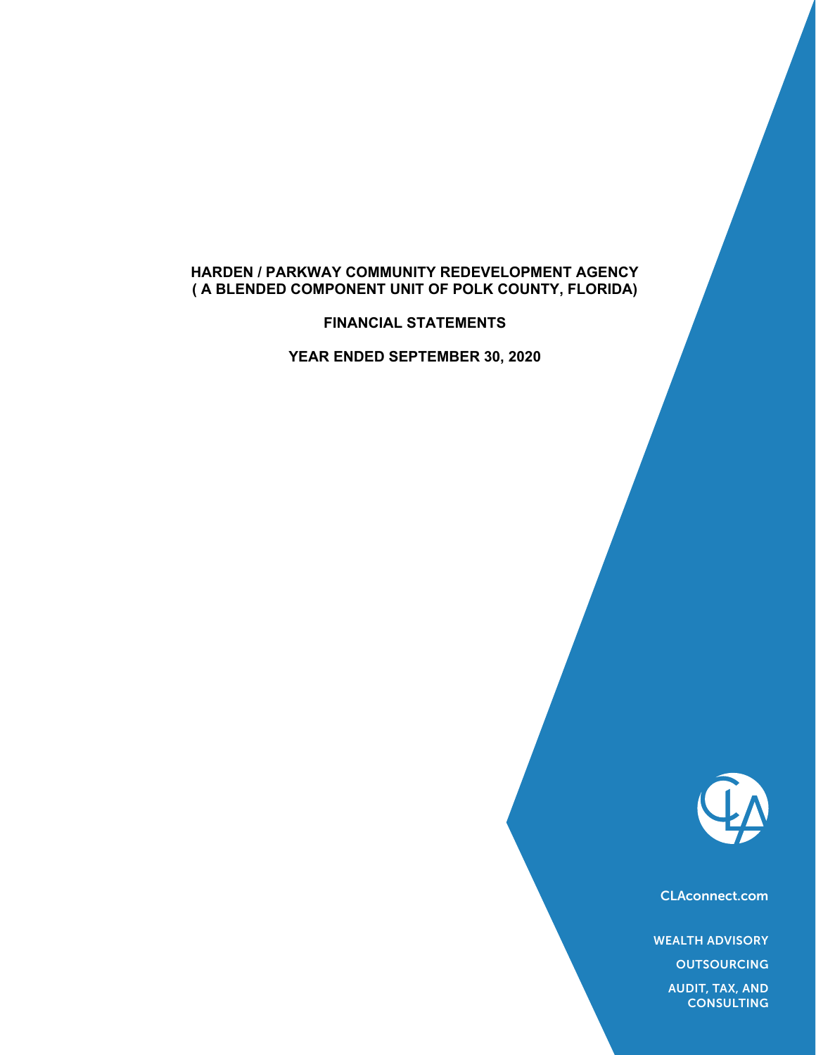# HARDEN / PARKWAY COMMUNITY REDEVELOPMENT AGENCY
# ( A BLENDED COMPONENT UNIT OF POLK COUNTY, FLORIDA)

## FINANCIAL STATEMENTS

## YEAR ENDED SEPTEMBER 30, 2020

CLAconnect.com

WEALTH ADVISORY

OUTSOURCING

AUDIT, TAX, AND CONSULTING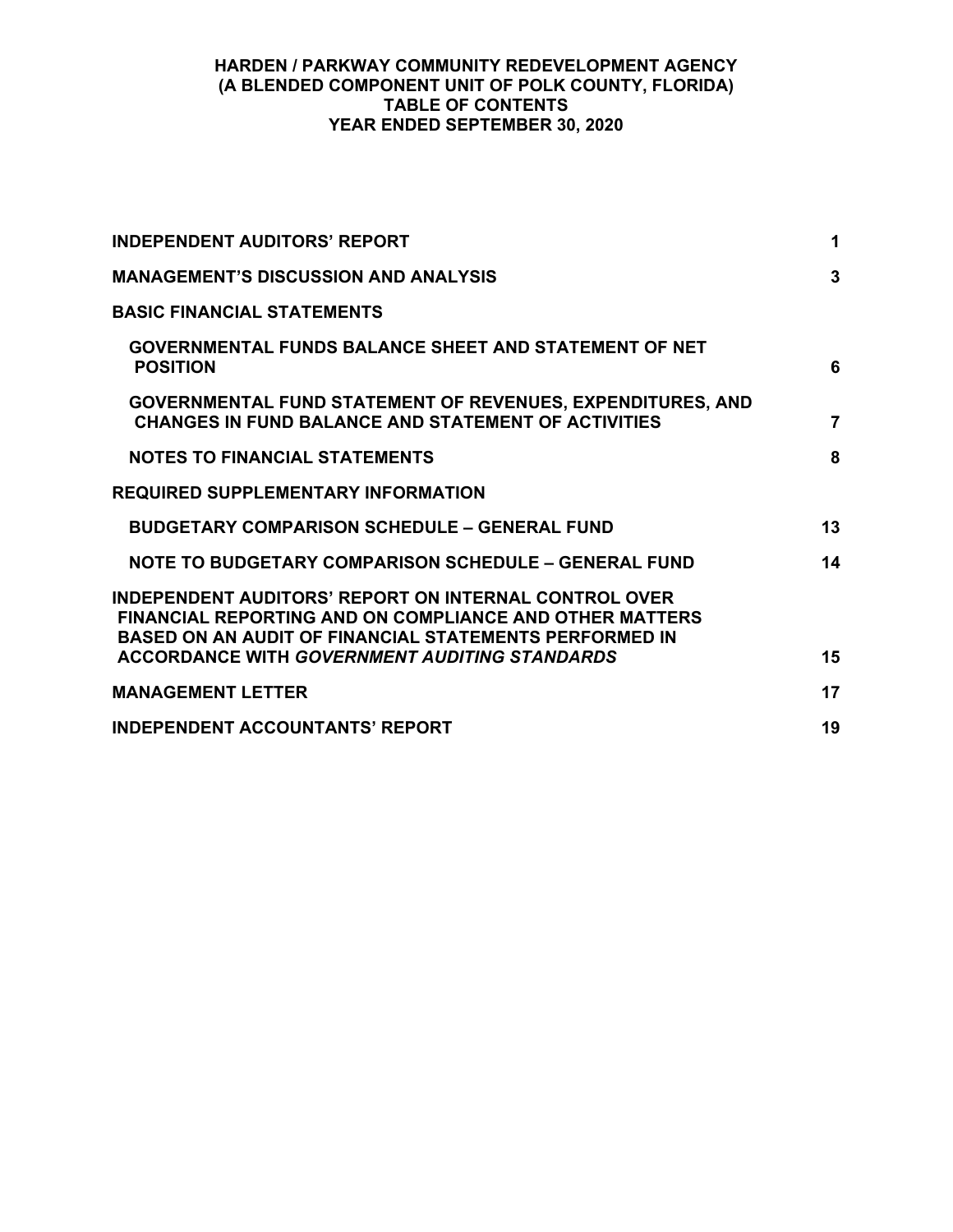# HARDEN / PARKWAY COMMUNITY REDEVELOPMENT AGENCY
## (A BLENDED COMPONENT UNIT OF POLK COUNTY, FLORIDA)
## TABLE OF CONTENTS
## YEAR ENDED SEPTEMBER 30, 2020

| | |
|---|---|
| **INDEPENDENT AUDITORS' REPORT** | **1** |
| **MANAGEMENT'S DISCUSSION AND ANALYSIS** | **3** |
| **BASIC FINANCIAL STATEMENTS** | |
| **GOVERNMENTAL FUNDS BALANCE SHEET AND STATEMENT OF NET POSITION** | **6** |
| **GOVERNMENTAL FUND STATEMENT OF REVENUES, EXPENDITURES, AND CHANGES IN FUND BALANCE AND STATEMENT OF ACTIVITIES** | **7** |
| **NOTES TO FINANCIAL STATEMENTS** | **8** |
| **REQUIRED SUPPLEMENTARY INFORMATION** | |
| **BUDGETARY COMPARISON SCHEDULE – GENERAL FUND** | **13** |
| **NOTE TO BUDGETARY COMPARISON SCHEDULE – GENERAL FUND** | **14** |
| **INDEPENDENT AUDITORS' REPORT ON INTERNAL CONTROL OVER FINANCIAL REPORTING AND ON COMPLIANCE AND OTHER MATTERS BASED ON AN AUDIT OF FINANCIAL STATEMENTS PERFORMED IN ACCORDANCE WITH *GOVERNMENT AUDITING STANDARDS*** | **15** |
| **MANAGEMENT LETTER** | **17** |
| **INDEPENDENT ACCOUNTANTS' REPORT** | **19** |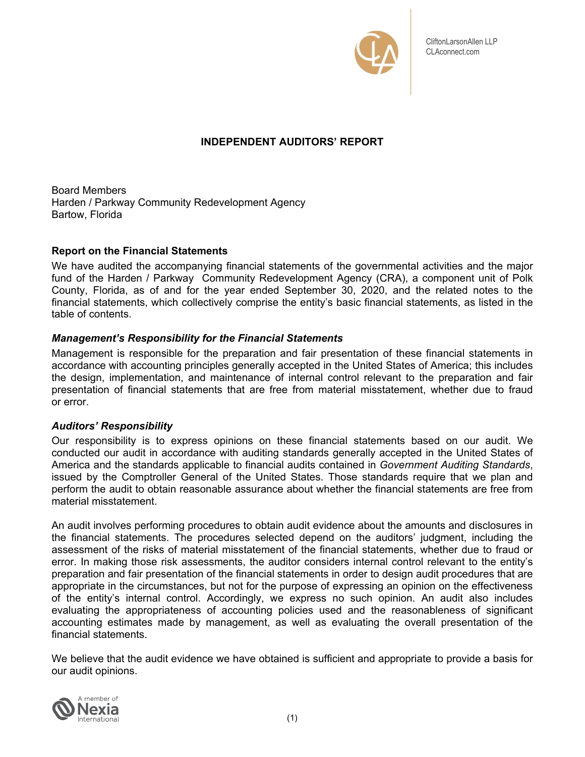CliftonLarsonAllen LLP
CLAconnect.com

# INDEPENDENT AUDITORS' REPORT

Board Members
Harden / Parkway Community Redevelopment Agency
Bartow, Florida

## Report on the Financial Statements

We have audited the accompanying financial statements of the governmental activities and the major fund of the Harden / Parkway Community Redevelopment Agency (CRA), a component unit of Polk County, Florida, as of and for the year ended September 30, 2020, and the related notes to the financial statements, which collectively comprise the entity's basic financial statements, as listed in the table of contents.

### *Management's Responsibility for the Financial Statements*

Management is responsible for the preparation and fair presentation of these financial statements in accordance with accounting principles generally accepted in the United States of America; this includes the design, implementation, and maintenance of internal control relevant to the preparation and fair presentation of financial statements that are free from material misstatement, whether due to fraud or error.

### *Auditors' Responsibility*

Our responsibility is to express opinions on these financial statements based on our audit. We conducted our audit in accordance with auditing standards generally accepted in the United States of America and the standards applicable to financial audits contained in *Government Auditing Standards*, issued by the Comptroller General of the United States. Those standards require that we plan and perform the audit to obtain reasonable assurance about whether the financial statements are free from material misstatement.

An audit involves performing procedures to obtain audit evidence about the amounts and disclosures in the financial statements. The procedures selected depend on the auditors' judgment, including the assessment of the risks of material misstatement of the financial statements, whether due to fraud or error. In making those risk assessments, the auditor considers internal control relevant to the entity's preparation and fair presentation of the financial statements in order to design audit procedures that are appropriate in the circumstances, but not for the purpose of expressing an opinion on the effectiveness of the entity's internal control. Accordingly, we express no such opinion. An audit also includes evaluating the appropriateness of accounting policies used and the reasonableness of significant accounting estimates made by management, as well as evaluating the overall presentation of the financial statements.

We believe that the audit evidence we have obtained is sufficient and appropriate to provide a basis for our audit opinions.

A member of Nexia International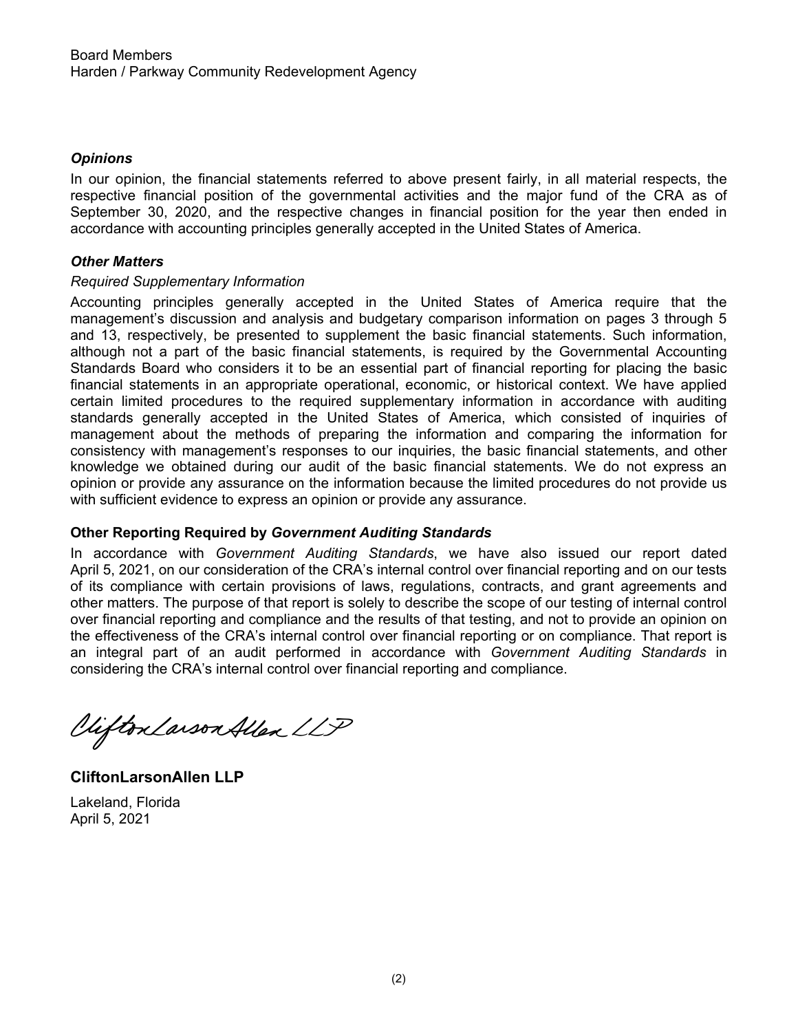Board Members
Harden / Parkway Community Redevelopment Agency

### *Opinions*

In our opinion, the financial statements referred to above present fairly, in all material respects, the respective financial position of the governmental activities and the major fund of the CRA as of September 30, 2020, and the respective changes in financial position for the year then ended in accordance with accounting principles generally accepted in the United States of America.

### *Other Matters*

*Required Supplementary Information*

Accounting principles generally accepted in the United States of America require that the management's discussion and analysis and budgetary comparison information on pages 3 through 5 and 13, respectively, be presented to supplement the basic financial statements. Such information, although not a part of the basic financial statements, is required by the Governmental Accounting Standards Board who considers it to be an essential part of financial reporting for placing the basic financial statements in an appropriate operational, economic, or historical context. We have applied certain limited procedures to the required supplementary information in accordance with auditing standards generally accepted in the United States of America, which consisted of inquiries of management about the methods of preparing the information and comparing the information for consistency with management's responses to our inquiries, the basic financial statements, and other knowledge we obtained during our audit of the basic financial statements. We do not express an opinion or provide any assurance on the information because the limited procedures do not provide us with sufficient evidence to express an opinion or provide any assurance.

### Other Reporting Required by *Government Auditing Standards*

In accordance with *Government Auditing Standards*, we have also issued our report dated April 5, 2021, on our consideration of the CRA's internal control over financial reporting and on our tests of its compliance with certain provisions of laws, regulations, contracts, and grant agreements and other matters. The purpose of that report is solely to describe the scope of our testing of internal control over financial reporting and compliance and the results of that testing, and not to provide an opinion on the effectiveness of the CRA's internal control over financial reporting or on compliance. That report is an integral part of an audit performed in accordance with *Government Auditing Standards* in considering the CRA's internal control over financial reporting and compliance.

CliftonLarsonAllen LLP

**CliftonLarsonAllen LLP**

Lakeland, Florida
April 5, 2021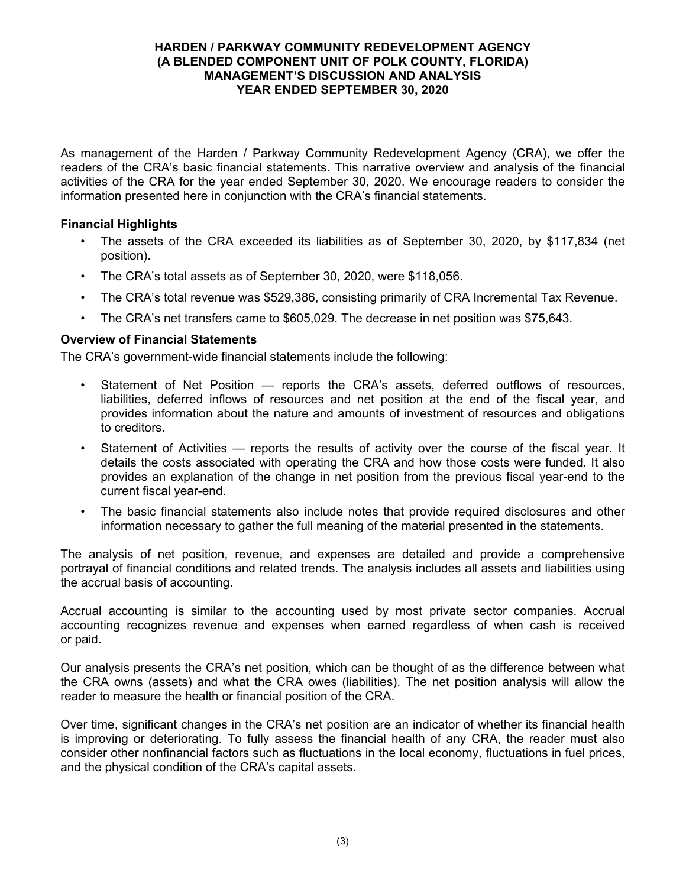# HARDEN / PARKWAY COMMUNITY REDEVELOPMENT AGENCY
## (A BLENDED COMPONENT UNIT OF POLK COUNTY, FLORIDA)
## MANAGEMENT'S DISCUSSION AND ANALYSIS
## YEAR ENDED SEPTEMBER 30, 2020

As management of the Harden / Parkway Community Redevelopment Agency (CRA), we offer the readers of the CRA's basic financial statements. This narrative overview and analysis of the financial activities of the CRA for the year ended September 30, 2020. We encourage readers to consider the information presented here in conjunction with the CRA's financial statements.

### Financial Highlights

- The assets of the CRA exceeded its liabilities as of September 30, 2020, by $117,834 (net position).
- The CRA's total assets as of September 30, 2020, were $118,056.
- The CRA's total revenue was $529,386, consisting primarily of CRA Incremental Tax Revenue.
- The CRA's net transfers came to $605,029. The decrease in net position was $75,643.

### Overview of Financial Statements

The CRA's government-wide financial statements include the following:

- Statement of Net Position — reports the CRA's assets, deferred outflows of resources, liabilities, deferred inflows of resources and net position at the end of the fiscal year, and provides information about the nature and amounts of investment of resources and obligations to creditors.
- Statement of Activities — reports the results of activity over the course of the fiscal year. It details the costs associated with operating the CRA and how those costs were funded. It also provides an explanation of the change in net position from the previous fiscal year-end to the current fiscal year-end.
- The basic financial statements also include notes that provide required disclosures and other information necessary to gather the full meaning of the material presented in the statements.

The analysis of net position, revenue, and expenses are detailed and provide a comprehensive portrayal of financial conditions and related trends. The analysis includes all assets and liabilities using the accrual basis of accounting.

Accrual accounting is similar to the accounting used by most private sector companies. Accrual accounting recognizes revenue and expenses when earned regardless of when cash is received or paid.

Our analysis presents the CRA's net position, which can be thought of as the difference between what the CRA owns (assets) and what the CRA owes (liabilities). The net position analysis will allow the reader to measure the health or financial position of the CRA.

Over time, significant changes in the CRA's net position are an indicator of whether its financial health is improving or deteriorating. To fully assess the financial health of any CRA, the reader must also consider other nonfinancial factors such as fluctuations in the local economy, fluctuations in fuel prices, and the physical condition of the CRA's capital assets.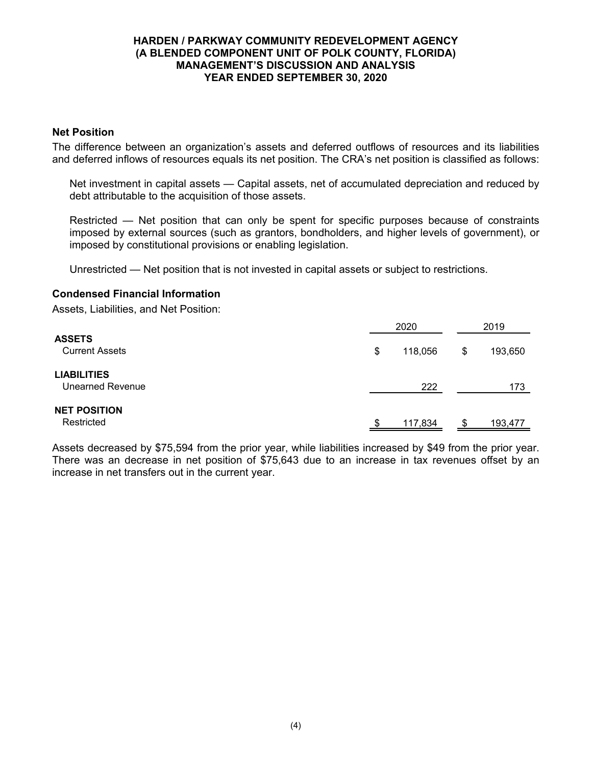**HARDEN / PARKWAY COMMUNITY REDEVELOPMENT AGENCY**
**(A BLENDED COMPONENT UNIT OF POLK COUNTY, FLORIDA)**
**MANAGEMENT'S DISCUSSION AND ANALYSIS**
**YEAR ENDED SEPTEMBER 30, 2020**

### Net Position

The difference between an organization's assets and deferred outflows of resources and its liabilities and deferred inflows of resources equals its net position. The CRA's net position is classified as follows:

Net investment in capital assets — Capital assets, net of accumulated depreciation and reduced by debt attributable to the acquisition of those assets.

Restricted — Net position that can only be spent for specific purposes because of constraints imposed by external sources (such as grantors, bondholders, and higher levels of government), or imposed by constitutional provisions or enabling legislation.

Unrestricted — Net position that is not invested in capital assets or subject to restrictions.

### Condensed Financial Information

Assets, Liabilities, and Net Position:

| | 2020 | 2019 |
|---|---|---|
| **ASSETS** | | |
| Current Assets | $ 118,056 | $ 193,650 |
| **LIABILITIES** | | |
| Unearned Revenue | 222 | 173 |
| **NET POSITION** | | |
| Restricted | $ 117,834 | $ 193,477 |

Assets decreased by $75,594 from the prior year, while liabilities increased by $49 from the prior year. There was an decrease in net position of $75,643 due to an increase in tax revenues offset by an increase in net transfers out in the current year.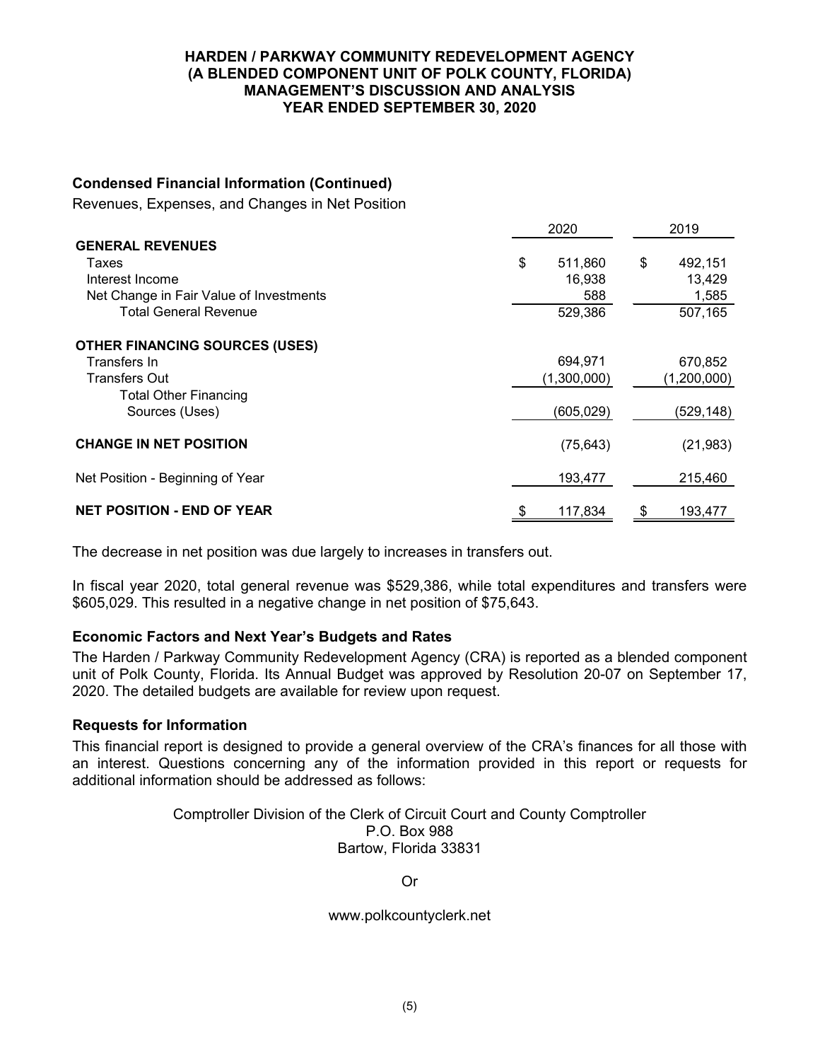**HARDEN / PARKWAY COMMUNITY REDEVELOPMENT AGENCY**
**(A BLENDED COMPONENT UNIT OF POLK COUNTY, FLORIDA)**
**MANAGEMENT'S DISCUSSION AND ANALYSIS**
**YEAR ENDED SEPTEMBER 30, 2020**

### Condensed Financial Information (Continued)

Revenues, Expenses, and Changes in Net Position

| | 2020 | 2019 |
|---|---|---|
| **GENERAL REVENUES** | | |
| Taxes | $ 511,860 | $ 492,151 |
| Interest Income | 16,938 | 13,429 |
| Net Change in Fair Value of Investments | 588 | 1,585 |
| Total General Revenue | 529,386 | 507,165 |
| **OTHER FINANCING SOURCES (USES)** | | |
| Transfers In | 694,971 | 670,852 |
| Transfers Out | (1,300,000) | (1,200,000) |
| Total Other Financing Sources (Uses) | (605,029) | (529,148) |
| **CHANGE IN NET POSITION** | (75,643) | (21,983) |
| Net Position - Beginning of Year | 193,477 | 215,460 |
| **NET POSITION - END OF YEAR** | $ 117,834 | $ 193,477 |

The decrease in net position was due largely to increases in transfers out.

In fiscal year 2020, total general revenue was $529,386, while total expenditures and transfers were $605,029. This resulted in a negative change in net position of $75,643.

### Economic Factors and Next Year's Budgets and Rates

The Harden / Parkway Community Redevelopment Agency (CRA) is reported as a blended component unit of Polk County, Florida. Its Annual Budget was approved by Resolution 20-07 on September 17, 2020. The detailed budgets are available for review upon request.

### Requests for Information

This financial report is designed to provide a general overview of the CRA's finances for all those with an interest. Questions concerning any of the information provided in this report or requests for additional information should be addressed as follows:

Comptroller Division of the Clerk of Circuit Court and County Comptroller
P.O. Box 988
Bartow, Florida 33831

Or

www.polkcountyclerk.net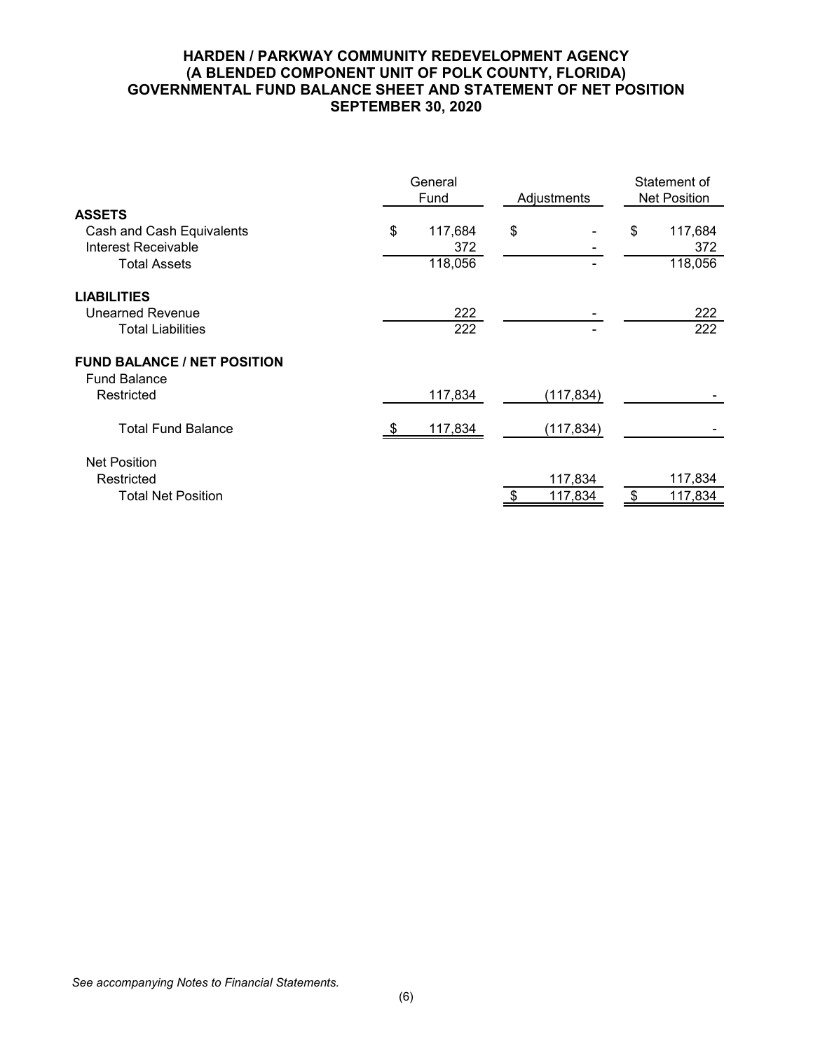# HARDEN / PARKWAY COMMUNITY REDEVELOPMENT AGENCY
## (A BLENDED COMPONENT UNIT OF POLK COUNTY, FLORIDA)
## GOVERNMENTAL FUND BALANCE SHEET AND STATEMENT OF NET POSITION
## SEPTEMBER 30, 2020

| | General Fund | Adjustments | Statement of Net Position |
|---|---|---|---|
| **ASSETS** | | | |
| Cash and Cash Equivalents | $ 117,684 | $ - | $ 117,684 |
| Interest Receivable | 372 | - | 372 |
| Total Assets | 118,056 | - | 118,056 |
| **LIABILITIES** | | | |
| Unearned Revenue | 222 | - | 222 |
| Total Liabilities | 222 | - | 222 |
| **FUND BALANCE / NET POSITION** | | | |
| Fund Balance | | | |
| Restricted | 117,834 | (117,834) | - |
| Total Fund Balance | $ 117,834 | (117,834) | - |
| Net Position | | | |
| Restricted | | 117,834 | 117,834 |
| Total Net Position | | $ 117,834 | $ 117,834 |

*See accompanying Notes to Financial Statements.*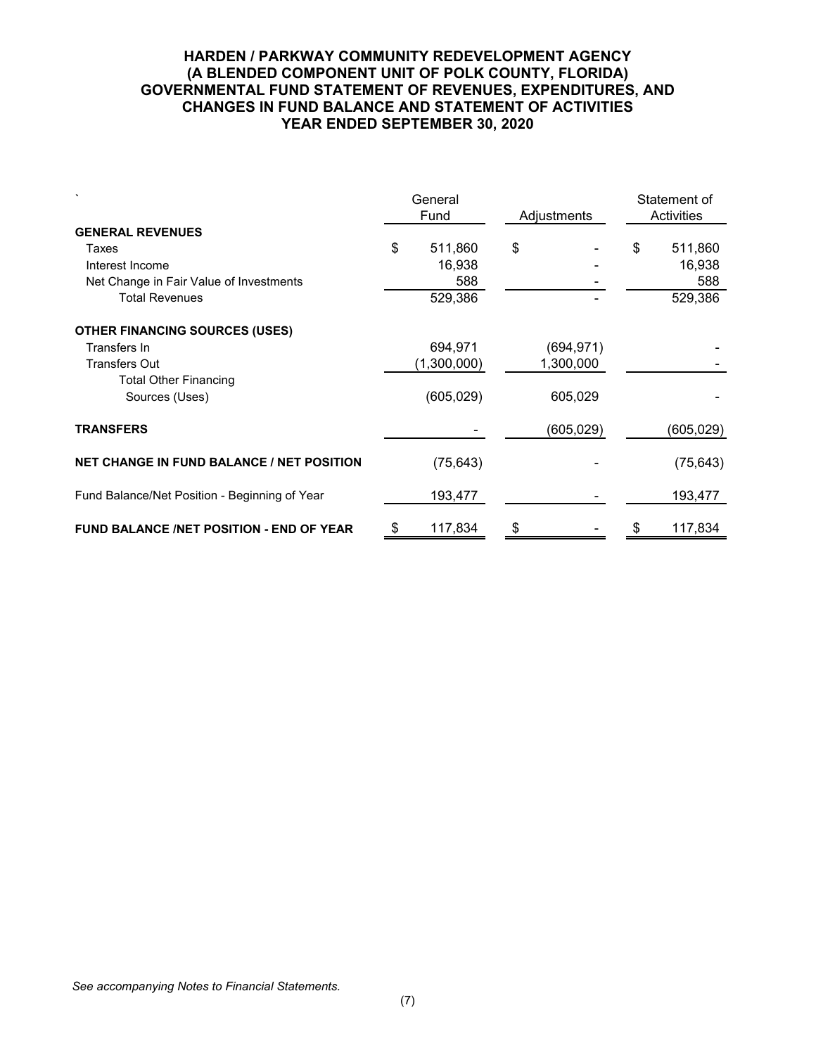# HARDEN / PARKWAY COMMUNITY REDEVELOPMENT AGENCY
## (A BLENDED COMPONENT UNIT OF POLK COUNTY, FLORIDA)
## GOVERNMENTAL FUND STATEMENT OF REVENUES, EXPENDITURES, AND CHANGES IN FUND BALANCE AND STATEMENT OF ACTIVITIES
## YEAR ENDED SEPTEMBER 30, 2020

| | General Fund | Adjustments | Statement of Activities |
|---|---|---|---|
| **GENERAL REVENUES** | | | |
| Taxes | $ 511,860 | $ - | $ 511,860 |
| Interest Income | 16,938 | - | 16,938 |
| Net Change in Fair Value of Investments | 588 | - | 588 |
| Total Revenues | 529,386 | - | 529,386 |
| **OTHER FINANCING SOURCES (USES)** | | | |
| Transfers In | 694,971 | (694,971) | - |
| Transfers Out | (1,300,000) | 1,300,000 | - |
| Total Other Financing Sources (Uses) | (605,029) | 605,029 | - |
| **TRANSFERS** | - | (605,029) | (605,029) |
| **NET CHANGE IN FUND BALANCE / NET POSITION** | (75,643) | - | (75,643) |
| Fund Balance/Net Position - Beginning of Year | 193,477 | - | 193,477 |
| **FUND BALANCE /NET POSITION - END OF YEAR** | $ 117,834 | $ - | $ 117,834 |

*See accompanying Notes to Financial Statements.*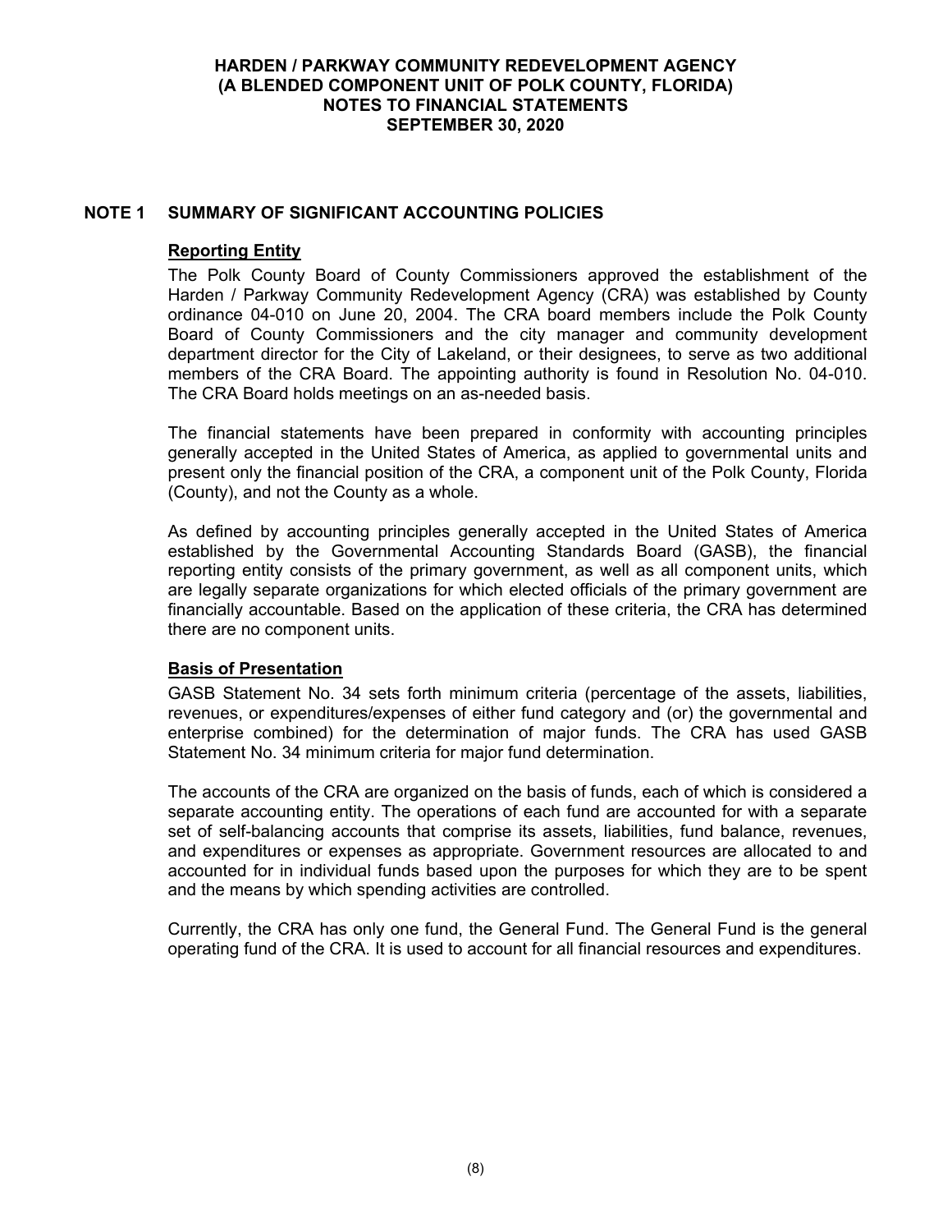# HARDEN / PARKWAY COMMUNITY REDEVELOPMENT AGENCY
## (A BLENDED COMPONENT UNIT OF POLK COUNTY, FLORIDA)
## NOTES TO FINANCIAL STATEMENTS
## SEPTEMBER 30, 2020

## NOTE 1 SUMMARY OF SIGNIFICANT ACCOUNTING POLICIES

### Reporting Entity

The Polk County Board of County Commissioners approved the establishment of the Harden / Parkway Community Redevelopment Agency (CRA) was established by County ordinance 04-010 on June 20, 2004. The CRA board members include the Polk County Board of County Commissioners and the city manager and community development department director for the City of Lakeland, or their designees, to serve as two additional members of the CRA Board. The appointing authority is found in Resolution No. 04-010. The CRA Board holds meetings on an as-needed basis.

The financial statements have been prepared in conformity with accounting principles generally accepted in the United States of America, as applied to governmental units and present only the financial position of the CRA, a component unit of the Polk County, Florida (County), and not the County as a whole.

As defined by accounting principles generally accepted in the United States of America established by the Governmental Accounting Standards Board (GASB), the financial reporting entity consists of the primary government, as well as all component units, which are legally separate organizations for which elected officials of the primary government are financially accountable. Based on the application of these criteria, the CRA has determined there are no component units.

### Basis of Presentation

GASB Statement No. 34 sets forth minimum criteria (percentage of the assets, liabilities, revenues, or expenditures/expenses of either fund category and (or) the governmental and enterprise combined) for the determination of major funds. The CRA has used GASB Statement No. 34 minimum criteria for major fund determination.

The accounts of the CRA are organized on the basis of funds, each of which is considered a separate accounting entity. The operations of each fund are accounted for with a separate set of self-balancing accounts that comprise its assets, liabilities, fund balance, revenues, and expenditures or expenses as appropriate. Government resources are allocated to and accounted for in individual funds based upon the purposes for which they are to be spent and the means by which spending activities are controlled.

Currently, the CRA has only one fund, the General Fund. The General Fund is the general operating fund of the CRA. It is used to account for all financial resources and expenditures.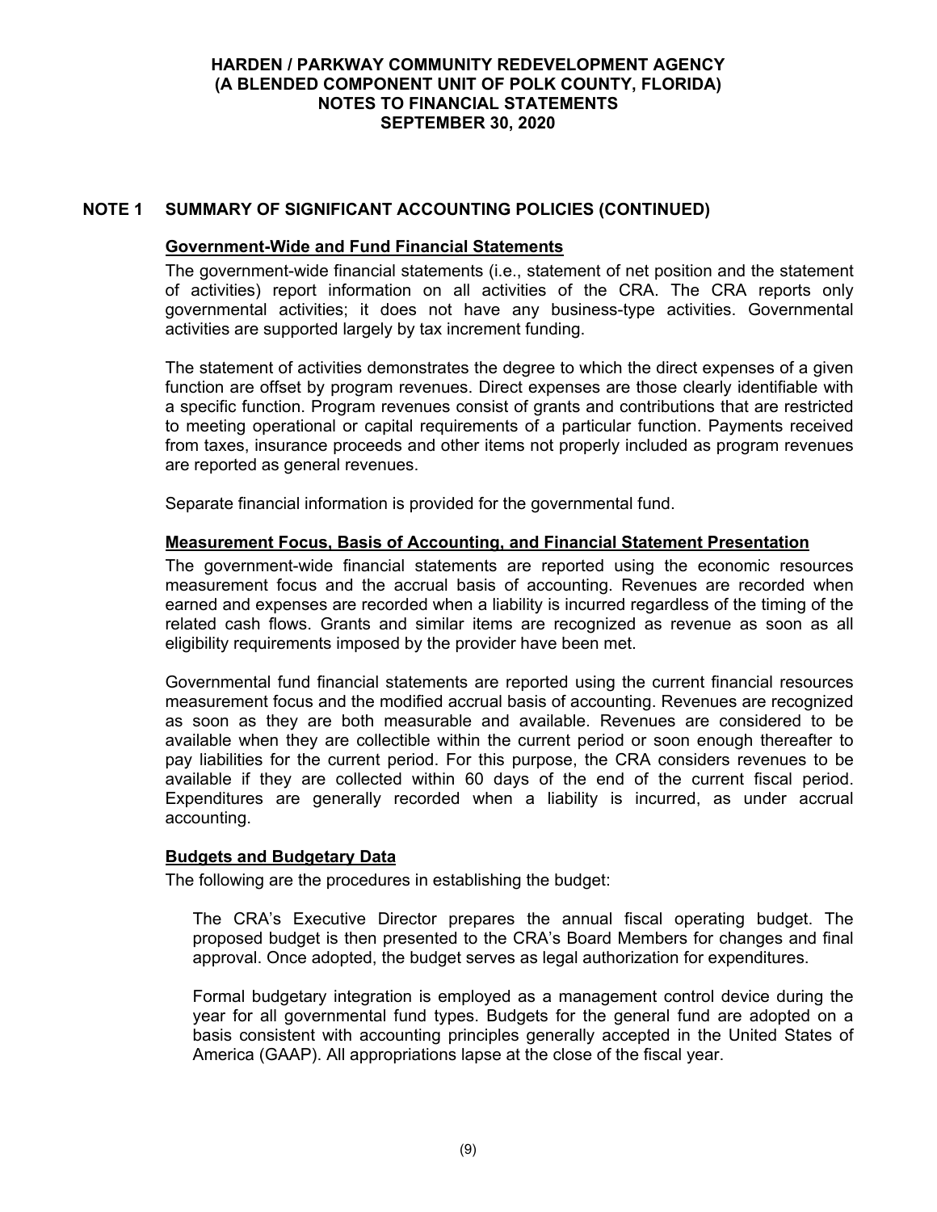## NOTE 1 SUMMARY OF SIGNIFICANT ACCOUNTING POLICIES (CONTINUED)

### Government-Wide and Fund Financial Statements

The government-wide financial statements (i.e., statement of net position and the statement of activities) report information on all activities of the CRA. The CRA reports only governmental activities; it does not have any business-type activities. Governmental activities are supported largely by tax increment funding.

The statement of activities demonstrates the degree to which the direct expenses of a given function are offset by program revenues. Direct expenses are those clearly identifiable with a specific function. Program revenues consist of grants and contributions that are restricted to meeting operational or capital requirements of a particular function. Payments received from taxes, insurance proceeds and other items not properly included as program revenues are reported as general revenues.

Separate financial information is provided for the governmental fund.

### Measurement Focus, Basis of Accounting, and Financial Statement Presentation

The government-wide financial statements are reported using the economic resources measurement focus and the accrual basis of accounting. Revenues are recorded when earned and expenses are recorded when a liability is incurred regardless of the timing of the related cash flows. Grants and similar items are recognized as revenue as soon as all eligibility requirements imposed by the provider have been met.

Governmental fund financial statements are reported using the current financial resources measurement focus and the modified accrual basis of accounting. Revenues are recognized as soon as they are both measurable and available. Revenues are considered to be available when they are collectible within the current period or soon enough thereafter to pay liabilities for the current period. For this purpose, the CRA considers revenues to be available if they are collected within 60 days of the end of the current fiscal period. Expenditures are generally recorded when a liability is incurred, as under accrual accounting.

### Budgets and Budgetary Data

The following are the procedures in establishing the budget:

The CRA's Executive Director prepares the annual fiscal operating budget. The proposed budget is then presented to the CRA's Board Members for changes and final approval. Once adopted, the budget serves as legal authorization for expenditures.

Formal budgetary integration is employed as a management control device during the year for all governmental fund types. Budgets for the general fund are adopted on a basis consistent with accounting principles generally accepted in the United States of America (GAAP). All appropriations lapse at the close of the fiscal year.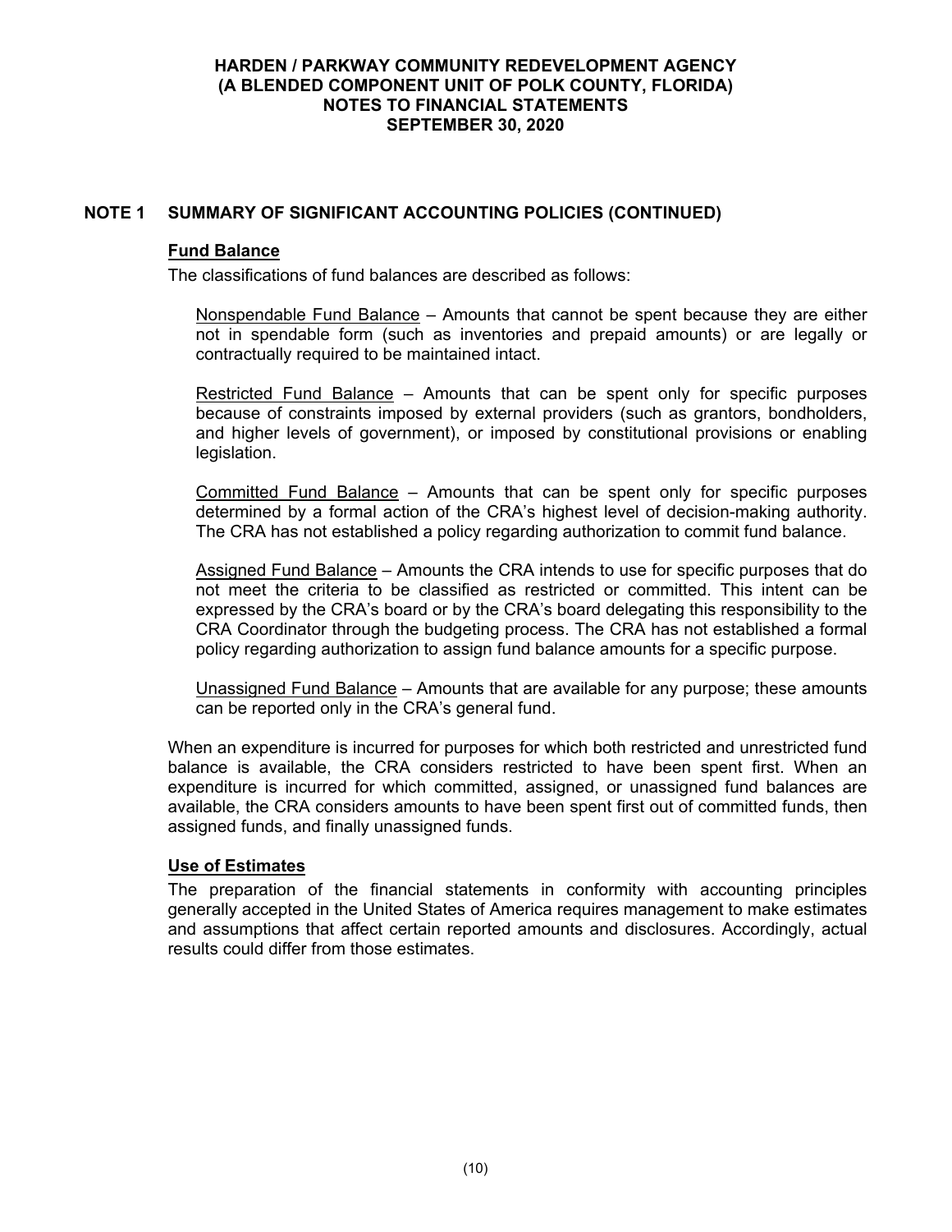## NOTE 1 SUMMARY OF SIGNIFICANT ACCOUNTING POLICIES (CONTINUED)

### Fund Balance

The classifications of fund balances are described as follows:

Nonspendable Fund Balance – Amounts that cannot be spent because they are either not in spendable form (such as inventories and prepaid amounts) or are legally or contractually required to be maintained intact.

Restricted Fund Balance – Amounts that can be spent only for specific purposes because of constraints imposed by external providers (such as grantors, bondholders, and higher levels of government), or imposed by constitutional provisions or enabling legislation.

Committed Fund Balance – Amounts that can be spent only for specific purposes determined by a formal action of the CRA's highest level of decision-making authority. The CRA has not established a policy regarding authorization to commit fund balance.

Assigned Fund Balance – Amounts the CRA intends to use for specific purposes that do not meet the criteria to be classified as restricted or committed. This intent can be expressed by the CRA's board or by the CRA's board delegating this responsibility to the CRA Coordinator through the budgeting process. The CRA has not established a formal policy regarding authorization to assign fund balance amounts for a specific purpose.

Unassigned Fund Balance – Amounts that are available for any purpose; these amounts can be reported only in the CRA's general fund.

When an expenditure is incurred for purposes for which both restricted and unrestricted fund balance is available, the CRA considers restricted to have been spent first. When an expenditure is incurred for which committed, assigned, or unassigned fund balances are available, the CRA considers amounts to have been spent first out of committed funds, then assigned funds, and finally unassigned funds.

### Use of Estimates

The preparation of the financial statements in conformity with accounting principles generally accepted in the United States of America requires management to make estimates and assumptions that affect certain reported amounts and disclosures. Accordingly, actual results could differ from those estimates.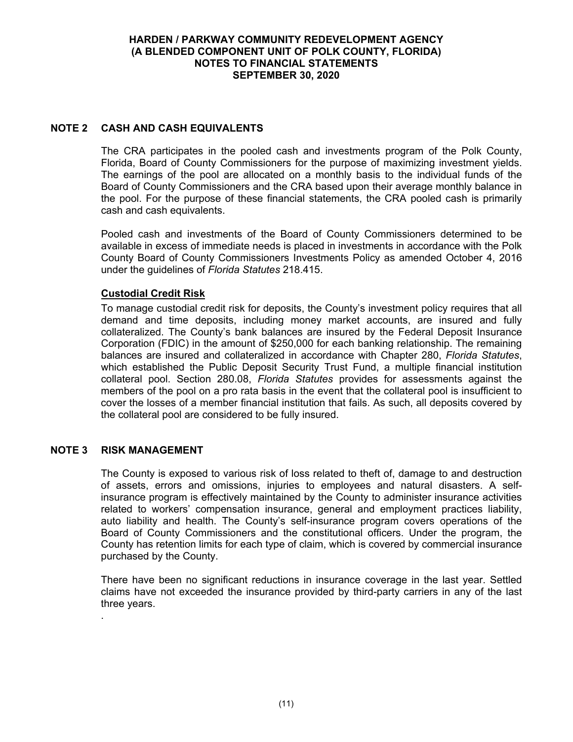# HARDEN / PARKWAY COMMUNITY REDEVELOPMENT AGENCY
# (A BLENDED COMPONENT UNIT OF POLK COUNTY, FLORIDA)
# NOTES TO FINANCIAL STATEMENTS
# SEPTEMBER 30, 2020

## NOTE 2 CASH AND CASH EQUIVALENTS

The CRA participates in the pooled cash and investments program of the Polk County, Florida, Board of County Commissioners for the purpose of maximizing investment yields. The earnings of the pool are allocated on a monthly basis to the individual funds of the Board of County Commissioners and the CRA based upon their average monthly balance in the pool. For the purpose of these financial statements, the CRA pooled cash is primarily cash and cash equivalents.

Pooled cash and investments of the Board of County Commissioners determined to be available in excess of immediate needs is placed in investments in accordance with the Polk County Board of County Commissioners Investments Policy as amended October 4, 2016 under the guidelines of *Florida Statutes* 218.415.

### Custodial Credit Risk

To manage custodial credit risk for deposits, the County's investment policy requires that all demand and time deposits, including money market accounts, are insured and fully collateralized. The County's bank balances are insured by the Federal Deposit Insurance Corporation (FDIC) in the amount of $250,000 for each banking relationship. The remaining balances are insured and collateralized in accordance with Chapter 280, *Florida Statutes*, which established the Public Deposit Security Trust Fund, a multiple financial institution collateral pool. Section 280.08, *Florida Statutes* provides for assessments against the members of the pool on a pro rata basis in the event that the collateral pool is insufficient to cover the losses of a member financial institution that fails. As such, all deposits covered by the collateral pool are considered to be fully insured.

## NOTE 3 RISK MANAGEMENT

The County is exposed to various risk of loss related to theft of, damage to and destruction of assets, errors and omissions, injuries to employees and natural disasters. A self-insurance program is effectively maintained by the County to administer insurance activities related to workers' compensation insurance, general and employment practices liability, auto liability and health. The County's self-insurance program covers operations of the Board of County Commissioners and the constitutional officers. Under the program, the County has retention limits for each type of claim, which is covered by commercial insurance purchased by the County.

There have been no significant reductions in insurance coverage in the last year. Settled claims have not exceeded the insurance provided by third-party carriers in any of the last three years.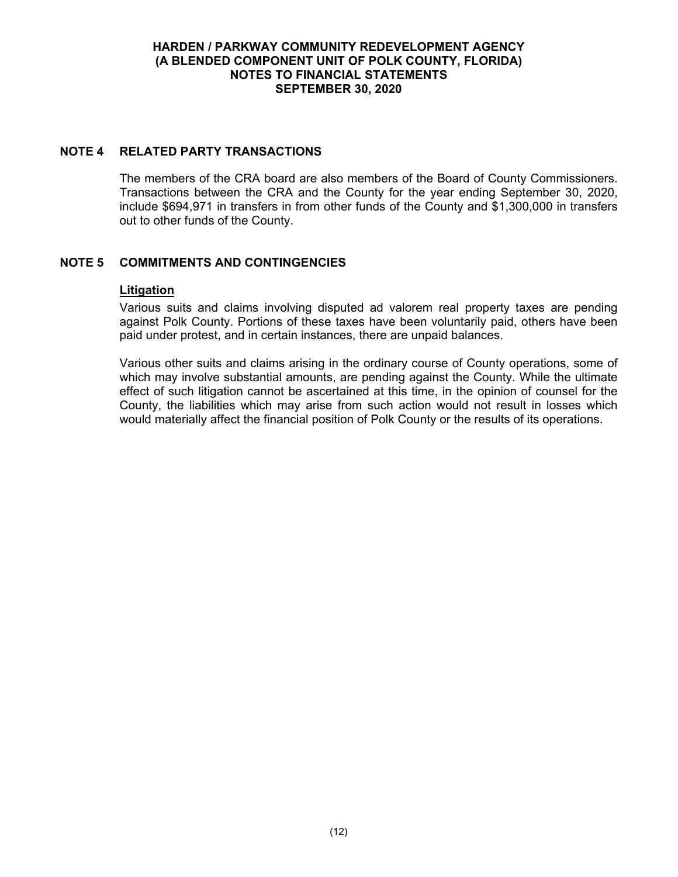## NOTE 4 RELATED PARTY TRANSACTIONS

The members of the CRA board are also members of the Board of County Commissioners. Transactions between the CRA and the County for the year ending September 30, 2020, include $694,971 in transfers in from other funds of the County and $1,300,000 in transfers out to other funds of the County.

## NOTE 5 COMMITMENTS AND CONTINGENCIES

**Litigation**

Various suits and claims involving disputed ad valorem real property taxes are pending against Polk County. Portions of these taxes have been voluntarily paid, others have been paid under protest, and in certain instances, there are unpaid balances.

Various other suits and claims arising in the ordinary course of County operations, some of which may involve substantial amounts, are pending against the County. While the ultimate effect of such litigation cannot be ascertained at this time, in the opinion of counsel for the County, the liabilities which may arise from such action would not result in losses which would materially affect the financial position of Polk County or the results of its operations.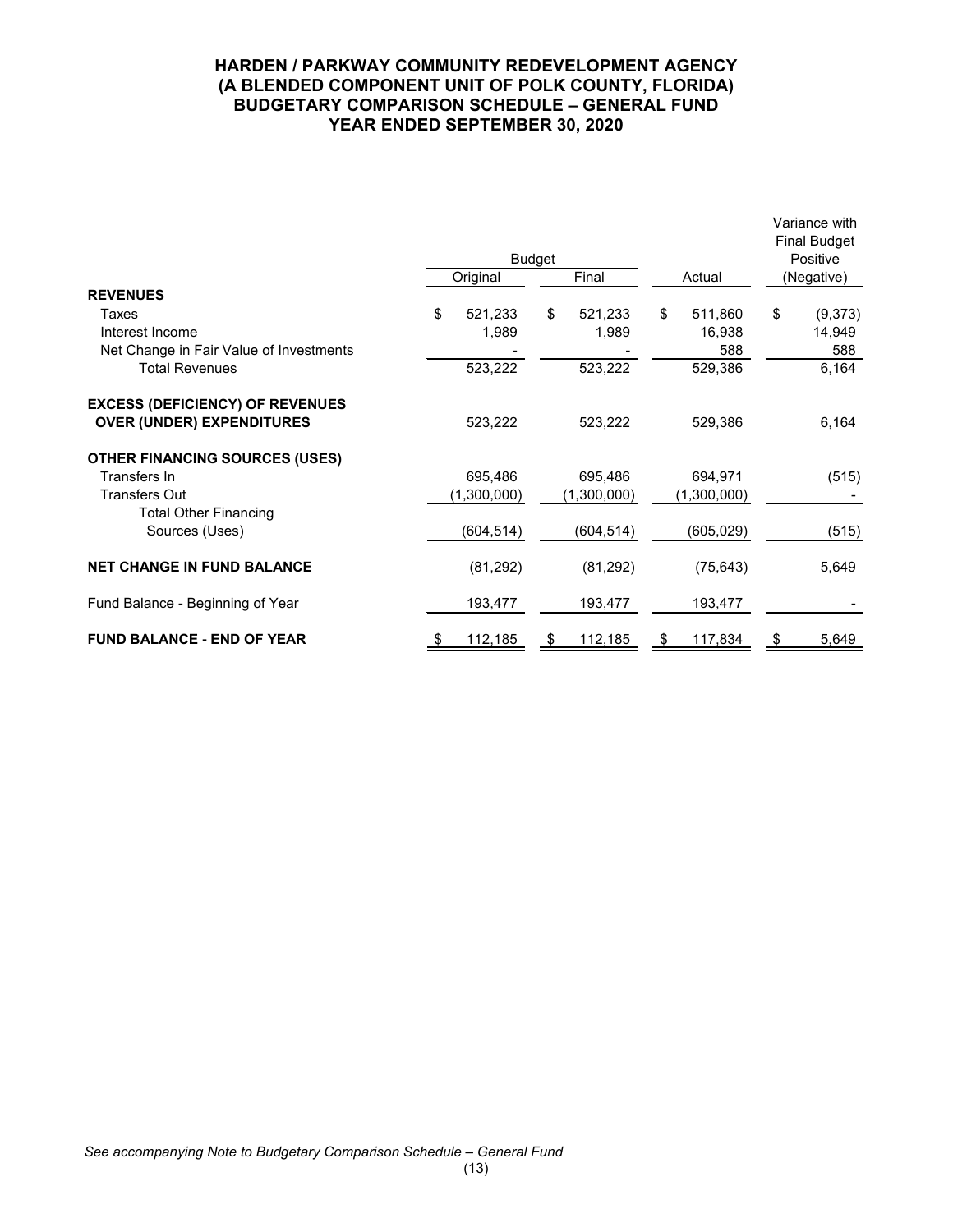# HARDEN / PARKWAY COMMUNITY REDEVELOPMENT AGENCY
## (A BLENDED COMPONENT UNIT OF POLK COUNTY, FLORIDA)
## BUDGETARY COMPARISON SCHEDULE – GENERAL FUND
## YEAR ENDED SEPTEMBER 30, 2020

| | Budget | | | Variance with Final Budget Positive |
|---|---|---|---|---|
| | Original | Final | Actual | (Negative) |
| **REVENUES** | | | | |
| Taxes | $ 521,233 | $ 521,233 | $ 511,860 | $ (9,373) |
| Interest Income | 1,989 | 1,989 | 16,938 | 14,949 |
| Net Change in Fair Value of Investments | - | - | 588 | 588 |
| Total Revenues | 523,222 | 523,222 | 529,386 | 6,164 |
| **EXCESS (DEFICIENCY) OF REVENUES OVER (UNDER) EXPENDITURES** | 523,222 | 523,222 | 529,386 | 6,164 |
| **OTHER FINANCING SOURCES (USES)** | | | | |
| Transfers In | 695,486 | 695,486 | 694,971 | (515) |
| Transfers Out | (1,300,000) | (1,300,000) | (1,300,000) | - |
| Total Other Financing Sources (Uses) | (604,514) | (604,514) | (605,029) | (515) |
| **NET CHANGE IN FUND BALANCE** | (81,292) | (81,292) | (75,643) | 5,649 |
| Fund Balance - Beginning of Year | 193,477 | 193,477 | 193,477 | - |
| **FUND BALANCE - END OF YEAR** | $ 112,185 | $ 112,185 | $ 117,834 | $ 5,649 |

*See accompanying Note to Budgetary Comparison Schedule – General Fund*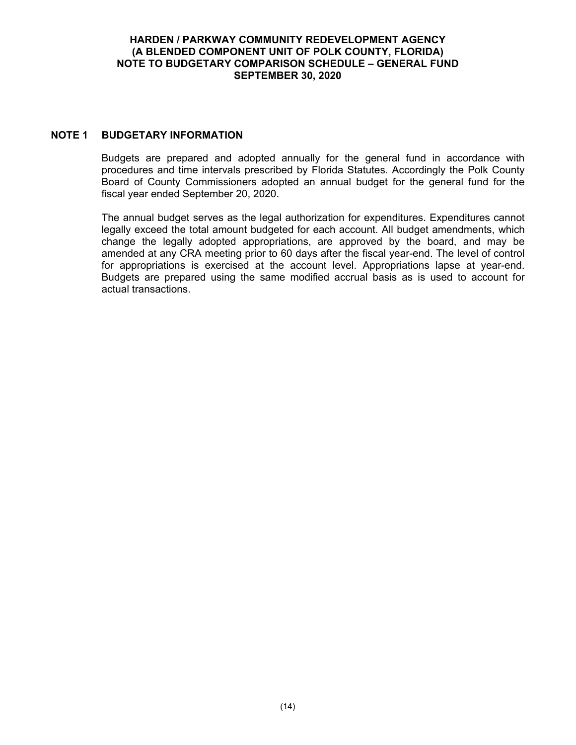# HARDEN / PARKWAY COMMUNITY REDEVELOPMENT AGENCY
## (A BLENDED COMPONENT UNIT OF POLK COUNTY, FLORIDA)
## NOTE TO BUDGETARY COMPARISON SCHEDULE – GENERAL FUND
## SEPTEMBER 30, 2020

### NOTE 1 BUDGETARY INFORMATION

Budgets are prepared and adopted annually for the general fund in accordance with procedures and time intervals prescribed by Florida Statutes. Accordingly the Polk County Board of County Commissioners adopted an annual budget for the general fund for the fiscal year ended September 20, 2020.

The annual budget serves as the legal authorization for expenditures. Expenditures cannot legally exceed the total amount budgeted for each account. All budget amendments, which change the legally adopted appropriations, are approved by the board, and may be amended at any CRA meeting prior to 60 days after the fiscal year-end. The level of control for appropriations is exercised at the account level. Appropriations lapse at year-end. Budgets are prepared using the same modified accrual basis as is used to account for actual transactions.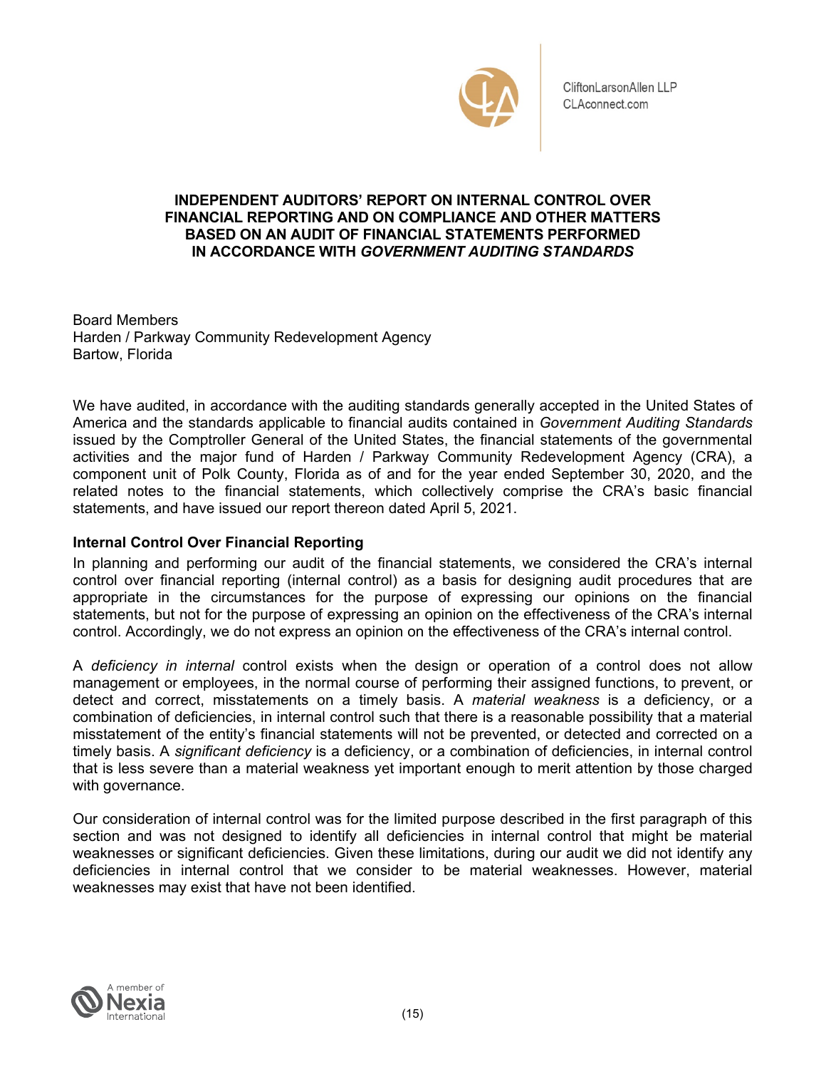CliftonLarsonAllen LLP
CLAconnect.com

# INDEPENDENT AUDITORS' REPORT ON INTERNAL CONTROL OVER FINANCIAL REPORTING AND ON COMPLIANCE AND OTHER MATTERS BASED ON AN AUDIT OF FINANCIAL STATEMENTS PERFORMED IN ACCORDANCE WITH *GOVERNMENT AUDITING STANDARDS*

Board Members
Harden / Parkway Community Redevelopment Agency
Bartow, Florida

We have audited, in accordance with the auditing standards generally accepted in the United States of America and the standards applicable to financial audits contained in *Government Auditing Standards* issued by the Comptroller General of the United States, the financial statements of the governmental activities and the major fund of Harden / Parkway Community Redevelopment Agency (CRA), a component unit of Polk County, Florida as of and for the year ended September 30, 2020, and the related notes to the financial statements, which collectively comprise the CRA's basic financial statements, and have issued our report thereon dated April 5, 2021.

## Internal Control Over Financial Reporting

In planning and performing our audit of the financial statements, we considered the CRA's internal control over financial reporting (internal control) as a basis for designing audit procedures that are appropriate in the circumstances for the purpose of expressing our opinions on the financial statements, but not for the purpose of expressing an opinion on the effectiveness of the CRA's internal control. Accordingly, we do not express an opinion on the effectiveness of the CRA's internal control.

A *deficiency in internal* control exists when the design or operation of a control does not allow management or employees, in the normal course of performing their assigned functions, to prevent, or detect and correct, misstatements on a timely basis. A *material weakness* is a deficiency, or a combination of deficiencies, in internal control such that there is a reasonable possibility that a material misstatement of the entity's financial statements will not be prevented, or detected and corrected on a timely basis. A *significant deficiency* is a deficiency, or a combination of deficiencies, in internal control that is less severe than a material weakness yet important enough to merit attention by those charged with governance.

Our consideration of internal control was for the limited purpose described in the first paragraph of this section and was not designed to identify all deficiencies in internal control that might be material weaknesses or significant deficiencies. Given these limitations, during our audit we did not identify any deficiencies in internal control that we consider to be material weaknesses. However, material weaknesses may exist that have not been identified.

A member of Nexia International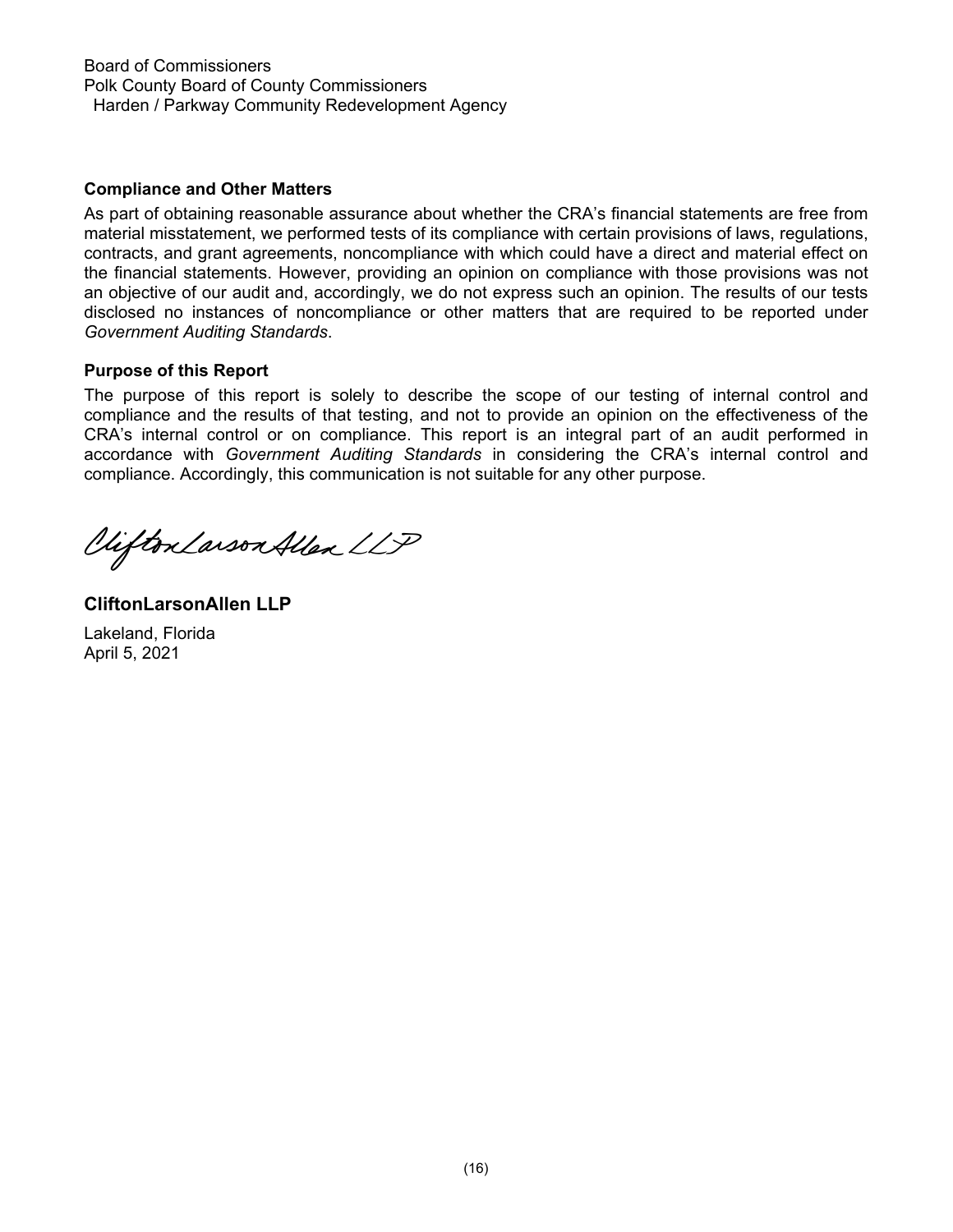Board of Commissioners
Polk County Board of County Commissioners
Harden / Parkway Community Redevelopment Agency

**Compliance and Other Matters**

As part of obtaining reasonable assurance about whether the CRA's financial statements are free from material misstatement, we performed tests of its compliance with certain provisions of laws, regulations, contracts, and grant agreements, noncompliance with which could have a direct and material effect on the financial statements. However, providing an opinion on compliance with those provisions was not an objective of our audit and, accordingly, we do not express such an opinion. The results of our tests disclosed no instances of noncompliance or other matters that are required to be reported under *Government Auditing Standards*.

**Purpose of this Report**

The purpose of this report is solely to describe the scope of our testing of internal control and compliance and the results of that testing, and not to provide an opinion on the effectiveness of the CRA's internal control or on compliance. This report is an integral part of an audit performed in accordance with *Government Auditing Standards* in considering the CRA's internal control and compliance. Accordingly, this communication is not suitable for any other purpose.

CliftonLarsonAllen LLP

**CliftonLarsonAllen LLP**

Lakeland, Florida
April 5, 2021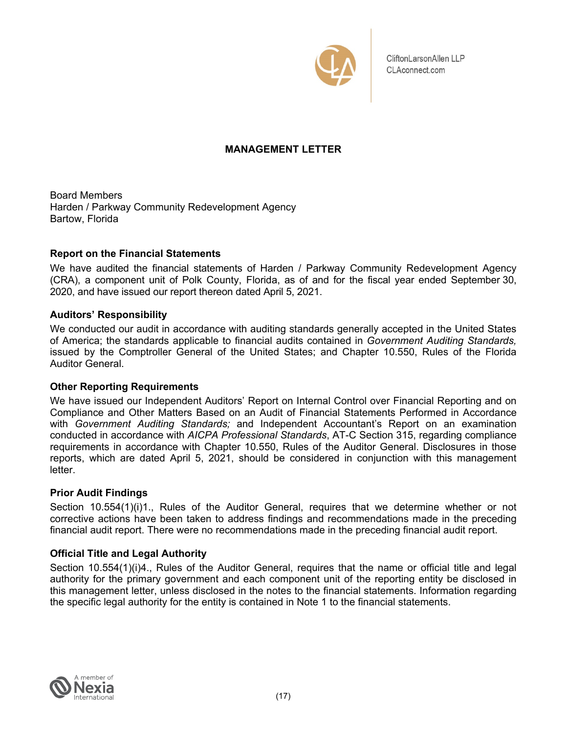CliftonLarsonAllen LLP
CLAconnect.com

# MANAGEMENT LETTER

Board Members
Harden / Parkway Community Redevelopment Agency
Bartow, Florida

## Report on the Financial Statements

We have audited the financial statements of Harden / Parkway Community Redevelopment Agency (CRA), a component unit of Polk County, Florida, as of and for the fiscal year ended September 30, 2020, and have issued our report thereon dated April 5, 2021.

## Auditors' Responsibility

We conducted our audit in accordance with auditing standards generally accepted in the United States of America; the standards applicable to financial audits contained in *Government Auditing Standards,* issued by the Comptroller General of the United States; and Chapter 10.550, Rules of the Florida Auditor General.

## Other Reporting Requirements

We have issued our Independent Auditors' Report on Internal Control over Financial Reporting and on Compliance and Other Matters Based on an Audit of Financial Statements Performed in Accordance with *Government Auditing Standards;* and Independent Accountant's Report on an examination conducted in accordance with *AICPA Professional Standards*, AT-C Section 315, regarding compliance requirements in accordance with Chapter 10.550, Rules of the Auditor General. Disclosures in those reports, which are dated April 5, 2021, should be considered in conjunction with this management letter.

## Prior Audit Findings

Section 10.554(1)(i)1., Rules of the Auditor General, requires that we determine whether or not corrective actions have been taken to address findings and recommendations made in the preceding financial audit report. There were no recommendations made in the preceding financial audit report.

## Official Title and Legal Authority

Section 10.554(1)(i)4., Rules of the Auditor General, requires that the name or official title and legal authority for the primary government and each component unit of the reporting entity be disclosed in this management letter, unless disclosed in the notes to the financial statements. Information regarding the specific legal authority for the entity is contained in Note 1 to the financial statements.

A member of Nexia International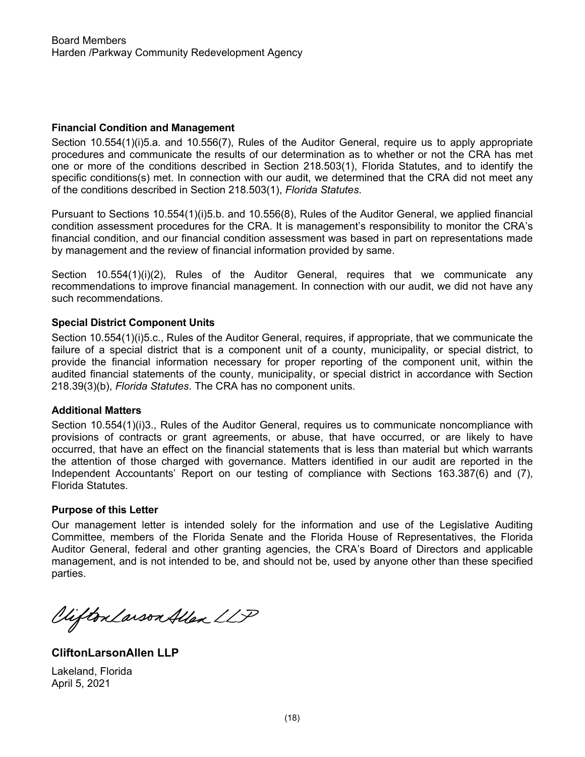Board Members
Harden /Parkway Community Redevelopment Agency

**Financial Condition and Management**

Section 10.554(1)(i)5.a. and 10.556(7), Rules of the Auditor General, require us to apply appropriate procedures and communicate the results of our determination as to whether or not the CRA has met one or more of the conditions described in Section 218.503(1), Florida Statutes, and to identify the specific conditions(s) met. In connection with our audit, we determined that the CRA did not meet any of the conditions described in Section 218.503(1), *Florida Statutes*.

Pursuant to Sections 10.554(1)(i)5.b. and 10.556(8), Rules of the Auditor General, we applied financial condition assessment procedures for the CRA. It is management's responsibility to monitor the CRA's financial condition, and our financial condition assessment was based in part on representations made by management and the review of financial information provided by same.

Section 10.554(1)(i)(2), Rules of the Auditor General, requires that we communicate any recommendations to improve financial management. In connection with our audit, we did not have any such recommendations.

**Special District Component Units**

Section 10.554(1)(i)5.c., Rules of the Auditor General, requires, if appropriate, that we communicate the failure of a special district that is a component unit of a county, municipality, or special district, to provide the financial information necessary for proper reporting of the component unit, within the audited financial statements of the county, municipality, or special district in accordance with Section 218.39(3)(b), *Florida Statutes*. The CRA has no component units.

**Additional Matters**

Section 10.554(1)(i)3., Rules of the Auditor General, requires us to communicate noncompliance with provisions of contracts or grant agreements, or abuse, that have occurred, or are likely to have occurred, that have an effect on the financial statements that is less than material but which warrants the attention of those charged with governance. Matters identified in our audit are reported in the Independent Accountants' Report on our testing of compliance with Sections 163.387(6) and (7), Florida Statutes.

**Purpose of this Letter**

Our management letter is intended solely for the information and use of the Legislative Auditing Committee, members of the Florida Senate and the Florida House of Representatives, the Florida Auditor General, federal and other granting agencies, the CRA's Board of Directors and applicable management, and is not intended to be, and should not be, used by anyone other than these specified parties.

*CliftonLarsonAllen LLP*

**CliftonLarsonAllen LLP**

Lakeland, Florida
April 5, 2021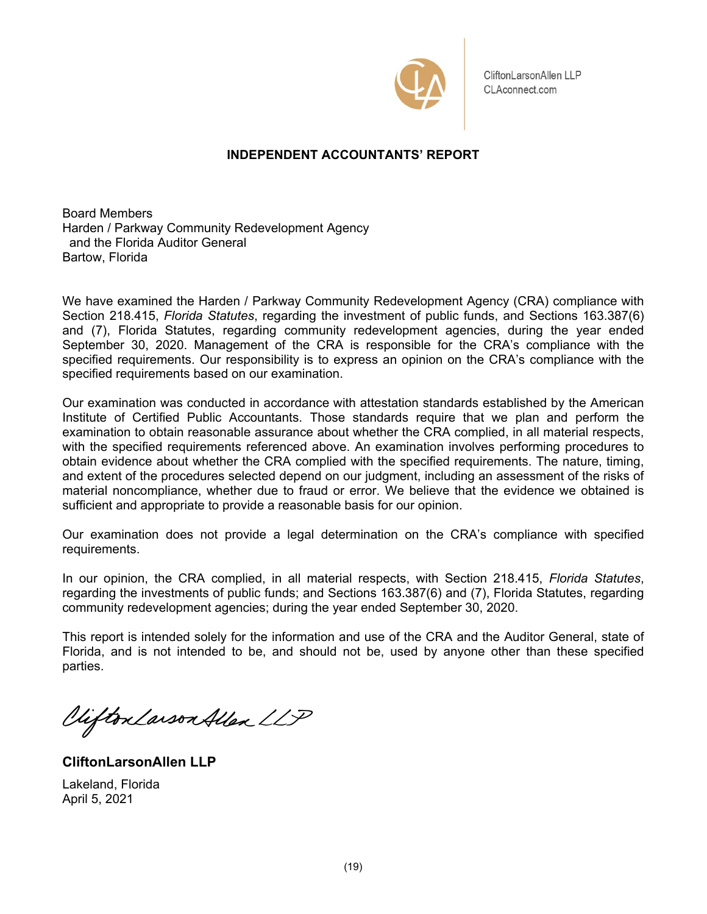CliftonLarsonAllen LLP
CLAconnect.com

## INDEPENDENT ACCOUNTANTS' REPORT

Board Members
Harden / Parkway Community Redevelopment Agency
and the Florida Auditor General
Bartow, Florida

We have examined the Harden / Parkway Community Redevelopment Agency (CRA) compliance with Section 218.415, *Florida Statutes*, regarding the investment of public funds, and Sections 163.387(6) and (7), Florida Statutes, regarding community redevelopment agencies, during the year ended September 30, 2020. Management of the CRA is responsible for the CRA's compliance with the specified requirements. Our responsibility is to express an opinion on the CRA's compliance with the specified requirements based on our examination.

Our examination was conducted in accordance with attestation standards established by the American Institute of Certified Public Accountants. Those standards require that we plan and perform the examination to obtain reasonable assurance about whether the CRA complied, in all material respects, with the specified requirements referenced above. An examination involves performing procedures to obtain evidence about whether the CRA complied with the specified requirements. The nature, timing, and extent of the procedures selected depend on our judgment, including an assessment of the risks of material noncompliance, whether due to fraud or error. We believe that the evidence we obtained is sufficient and appropriate to provide a reasonable basis for our opinion.

Our examination does not provide a legal determination on the CRA's compliance with specified requirements.

In our opinion, the CRA complied, in all material respects, with Section 218.415, *Florida Statutes*, regarding the investments of public funds; and Sections 163.387(6) and (7), Florida Statutes, regarding community redevelopment agencies; during the year ended September 30, 2020.

This report is intended solely for the information and use of the CRA and the Auditor General, state of Florida, and is not intended to be, and should not be, used by anyone other than these specified parties.

CliftonLarsonAllen LLP

**CliftonLarsonAllen LLP**

Lakeland, Florida
April 5, 2021